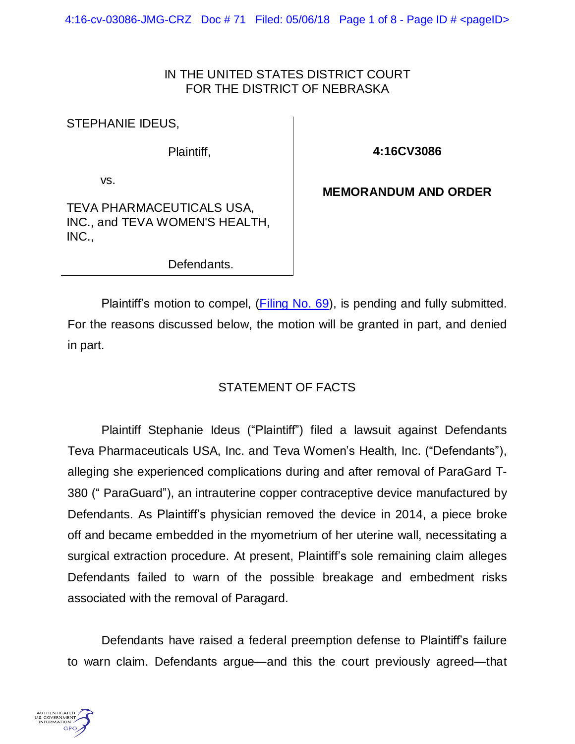IN THE UNITED STATES DISTRICT COURT
FOR THE DISTRICT OF NEBRASKA

| | |
|---|---|
| STEPHANIE IDEUS,<br><br>Plaintiff,<br><br>vs.<br><br>TEVA PHARMACEUTICALS USA, INC., and TEVA WOMEN'S HEALTH, INC.,<br><br>Defendants. | **4:16CV3086**<br><br>**MEMORANDUM AND ORDER** |

Plaintiff's motion to compel, (Filing No. 69), is pending and fully submitted. For the reasons discussed below, the motion will be granted in part, and denied in part.

STATEMENT OF FACTS

Plaintiff Stephanie Ideus ("Plaintiff") filed a lawsuit against Defendants Teva Pharmaceuticals USA, Inc. and Teva Women's Health, Inc. ("Defendants"), alleging she experienced complications during and after removal of ParaGard T-380 (" ParaGuard"), an intrauterine copper contraceptive device manufactured by Defendants. As Plaintiff's physician removed the device in 2014, a piece broke off and became embedded in the myometrium of her uterine wall, necessitating a surgical extraction procedure. At present, Plaintiff's sole remaining claim alleges Defendants failed to warn of the possible breakage and embedment risks associated with the removal of Paragard.

Defendants have raised a federal preemption defense to Plaintiff's failure to warn claim. Defendants argue—and this the court previously agreed—that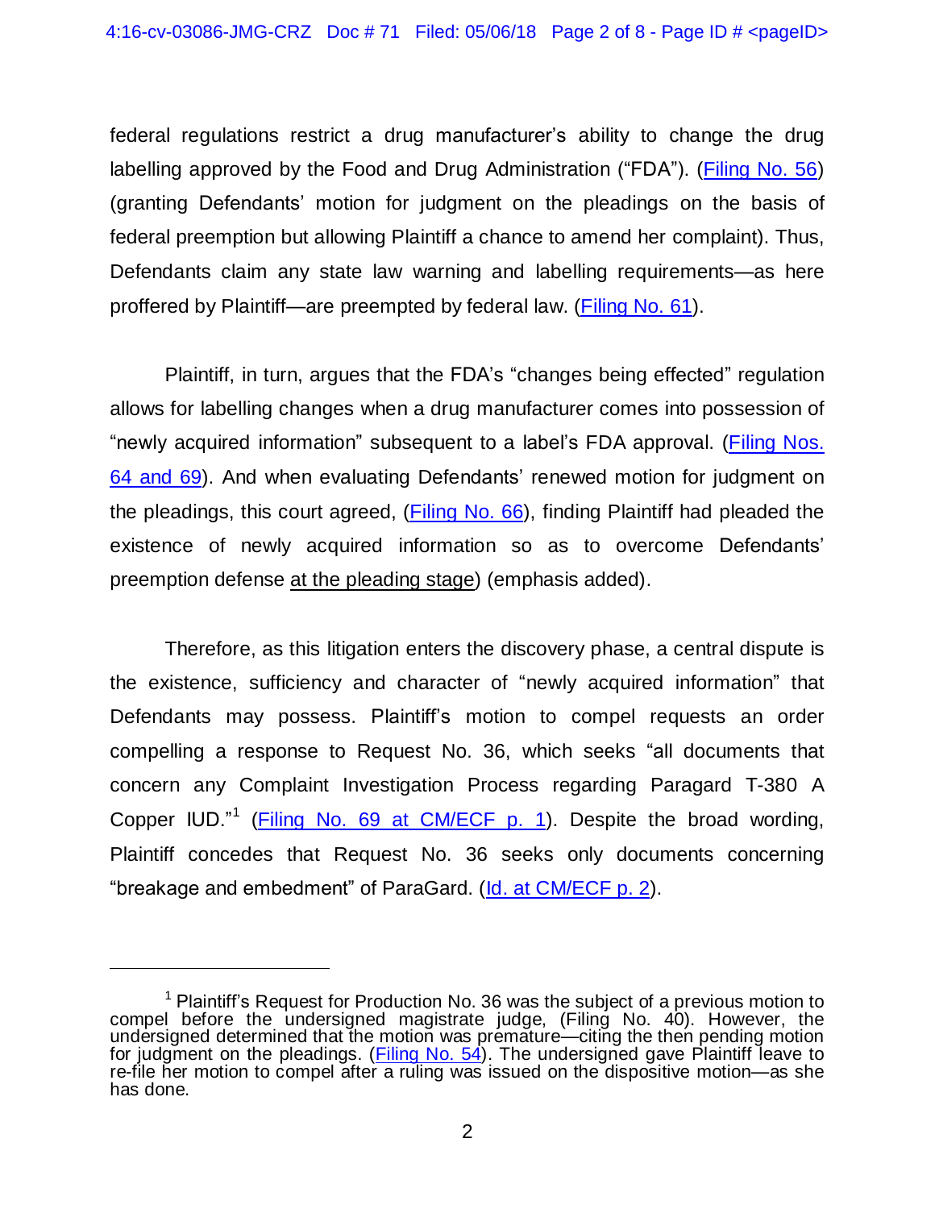federal regulations restrict a drug manufacturer's ability to change the drug labelling approved by the Food and Drug Administration ("FDA"). (Filing No. 56) (granting Defendants' motion for judgment on the pleadings on the basis of federal preemption but allowing Plaintiff a chance to amend her complaint). Thus, Defendants claim any state law warning and labelling requirements—as here proffered by Plaintiff—are preempted by federal law. (Filing No. 61).

Plaintiff, in turn, argues that the FDA's "changes being effected" regulation allows for labelling changes when a drug manufacturer comes into possession of "newly acquired information" subsequent to a label's FDA approval. (Filing Nos. 64 and 69). And when evaluating Defendants' renewed motion for judgment on the pleadings, this court agreed, (Filing No. 66), finding Plaintiff had pleaded the existence of newly acquired information so as to overcome Defendants' preemption defense at the pleading stage) (emphasis added).

Therefore, as this litigation enters the discovery phase, a central dispute is the existence, sufficiency and character of "newly acquired information" that Defendants may possess. Plaintiff's motion to compel requests an order compelling a response to Request No. 36, which seeks "all documents that concern any Complaint Investigation Process regarding Paragard T-380 A Copper IUD."[1] (Filing No. 69 at CM/ECF p. 1). Despite the broad wording, Plaintiff concedes that Request No. 36 seeks only documents concerning "breakage and embedment" of ParaGard. (Id. at CM/ECF p. 2).

---

[1] Plaintiff's Request for Production No. 36 was the subject of a previous motion to compel before the undersigned magistrate judge, (Filing No. 40). However, the undersigned determined that the motion was premature—citing the then pending motion for judgment on the pleadings. (Filing No. 54). The undersigned gave Plaintiff leave to re-file her motion to compel after a ruling was issued on the dispositive motion—as she has done.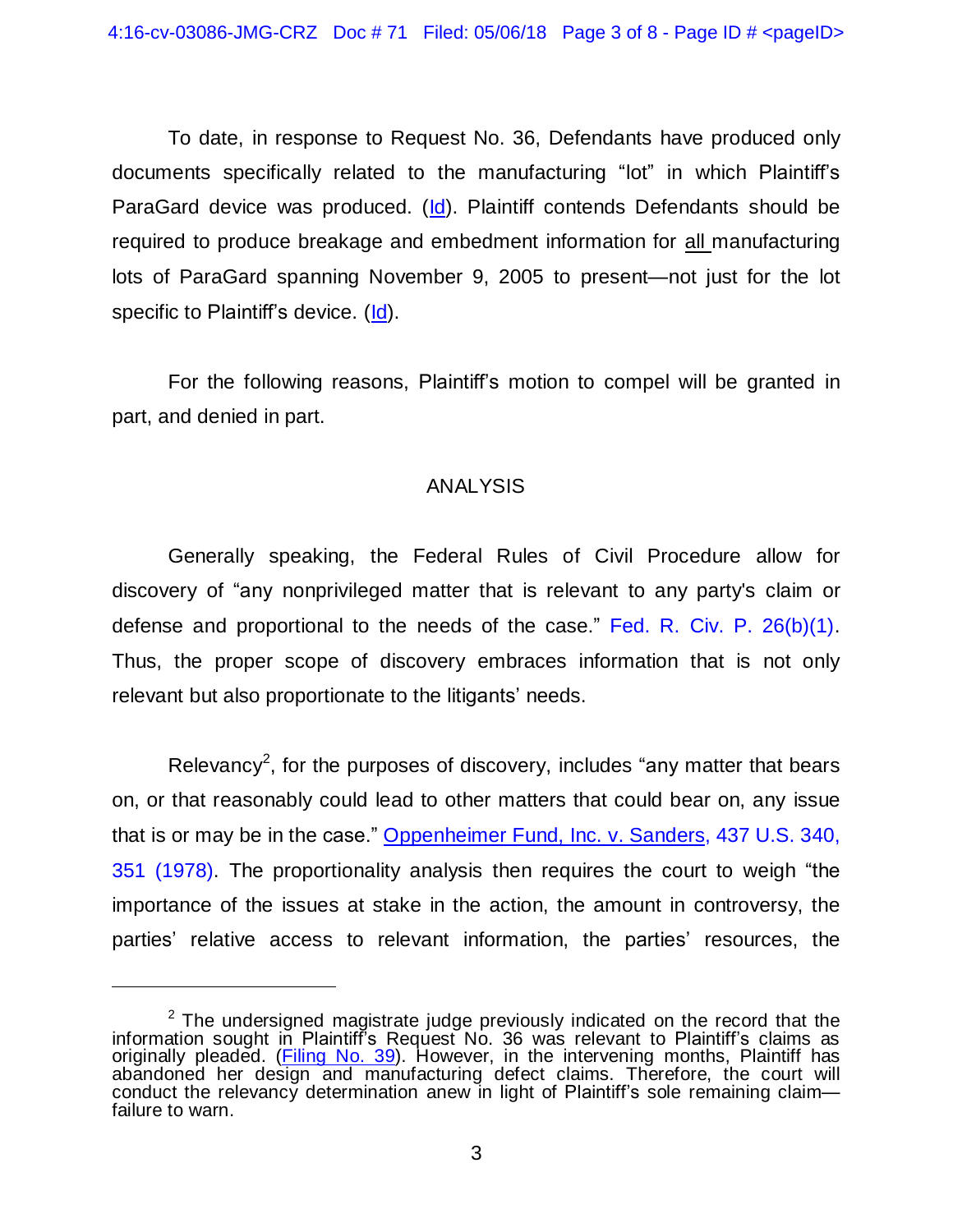To date, in response to Request No. 36, Defendants have produced only documents specifically related to the manufacturing "lot" in which Plaintiff's ParaGard device was produced. (Id). Plaintiff contends Defendants should be required to produce breakage and embedment information for all manufacturing lots of ParaGard spanning November 9, 2005 to present—not just for the lot specific to Plaintiff's device. (Id).

For the following reasons, Plaintiff's motion to compel will be granted in part, and denied in part.

## ANALYSIS

Generally speaking, the Federal Rules of Civil Procedure allow for discovery of "any nonprivileged matter that is relevant to any party's claim or defense and proportional to the needs of the case." Fed. R. Civ. P. 26(b)(1). Thus, the proper scope of discovery embraces information that is not only relevant but also proportionate to the litigants' needs.

Relevancy[2], for the purposes of discovery, includes "any matter that bears on, or that reasonably could lead to other matters that could bear on, any issue that is or may be in the case." Oppenheimer Fund, Inc. v. Sanders, 437 U.S. 340, 351 (1978). The proportionality analysis then requires the court to weigh "the importance of the issues at stake in the action, the amount in controversy, the parties' relative access to relevant information, the parties' resources, the

---

[2] The undersigned magistrate judge previously indicated on the record that the information sought in Plaintiff's Request No. 36 was relevant to Plaintiff's claims as originally pleaded. (Filing No. 39). However, in the intervening months, Plaintiff has abandoned her design and manufacturing defect claims. Therefore, the court will conduct the relevancy determination anew in light of Plaintiff's sole remaining claim—failure to warn.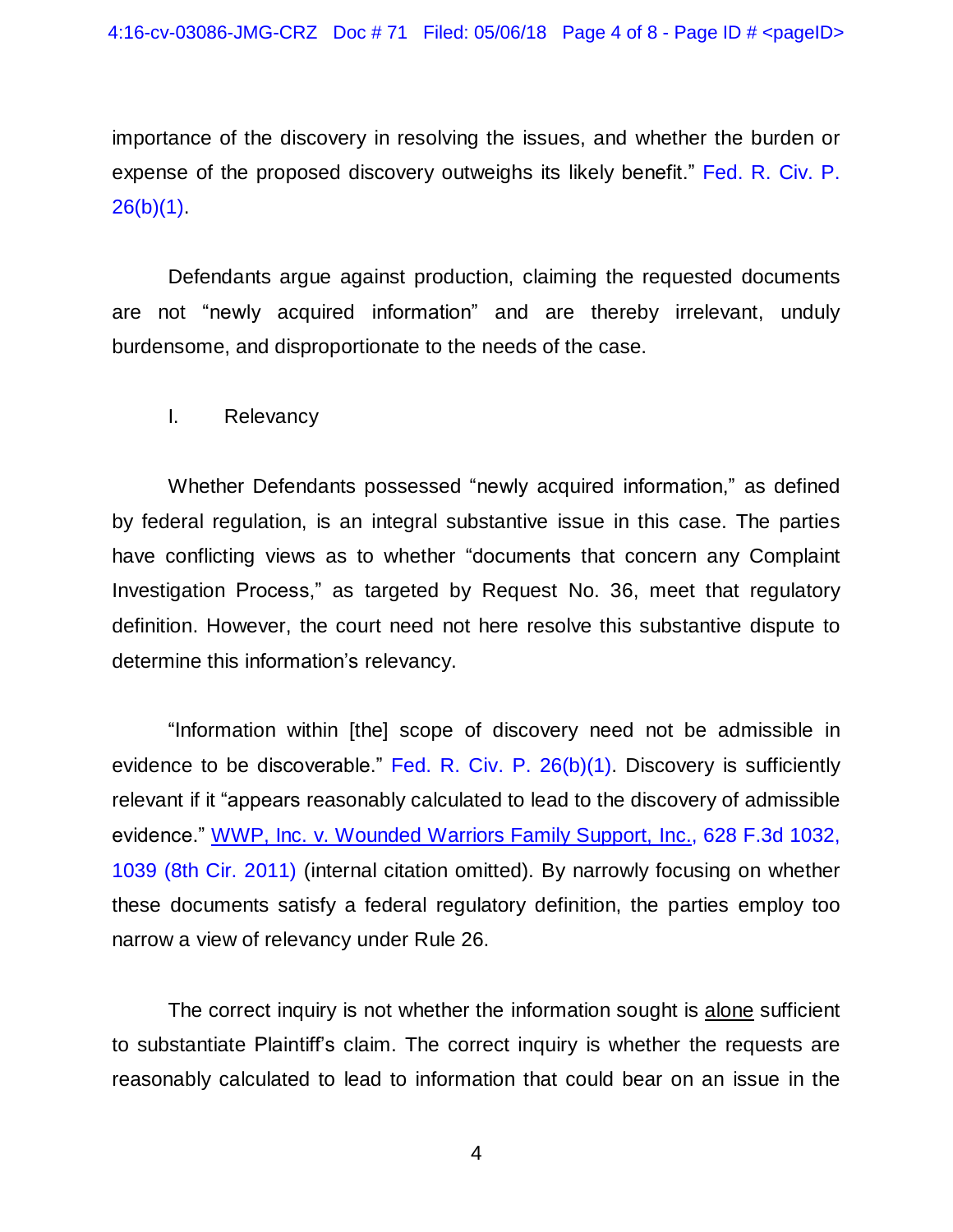importance of the discovery in resolving the issues, and whether the burden or expense of the proposed discovery outweighs its likely benefit." Fed. R. Civ. P. 26(b)(1).

Defendants argue against production, claiming the requested documents are not "newly acquired information" and are thereby irrelevant, unduly burdensome, and disproportionate to the needs of the case.

I. Relevancy

Whether Defendants possessed "newly acquired information," as defined by federal regulation, is an integral substantive issue in this case. The parties have conflicting views as to whether "documents that concern any Complaint Investigation Process," as targeted by Request No. 36, meet that regulatory definition. However, the court need not here resolve this substantive dispute to determine this information's relevancy.

"Information within [the] scope of discovery need not be admissible in evidence to be discoverable." Fed. R. Civ. P. 26(b)(1). Discovery is sufficiently relevant if it "appears reasonably calculated to lead to the discovery of admissible evidence." WWP, Inc. v. Wounded Warriors Family Support, Inc., 628 F.3d 1032, 1039 (8th Cir. 2011) (internal citation omitted). By narrowly focusing on whether these documents satisfy a federal regulatory definition, the parties employ too narrow a view of relevancy under Rule 26.

The correct inquiry is not whether the information sought is <u>alone</u> sufficient to substantiate Plaintiff's claim. The correct inquiry is whether the requests are reasonably calculated to lead to information that could bear on an issue in the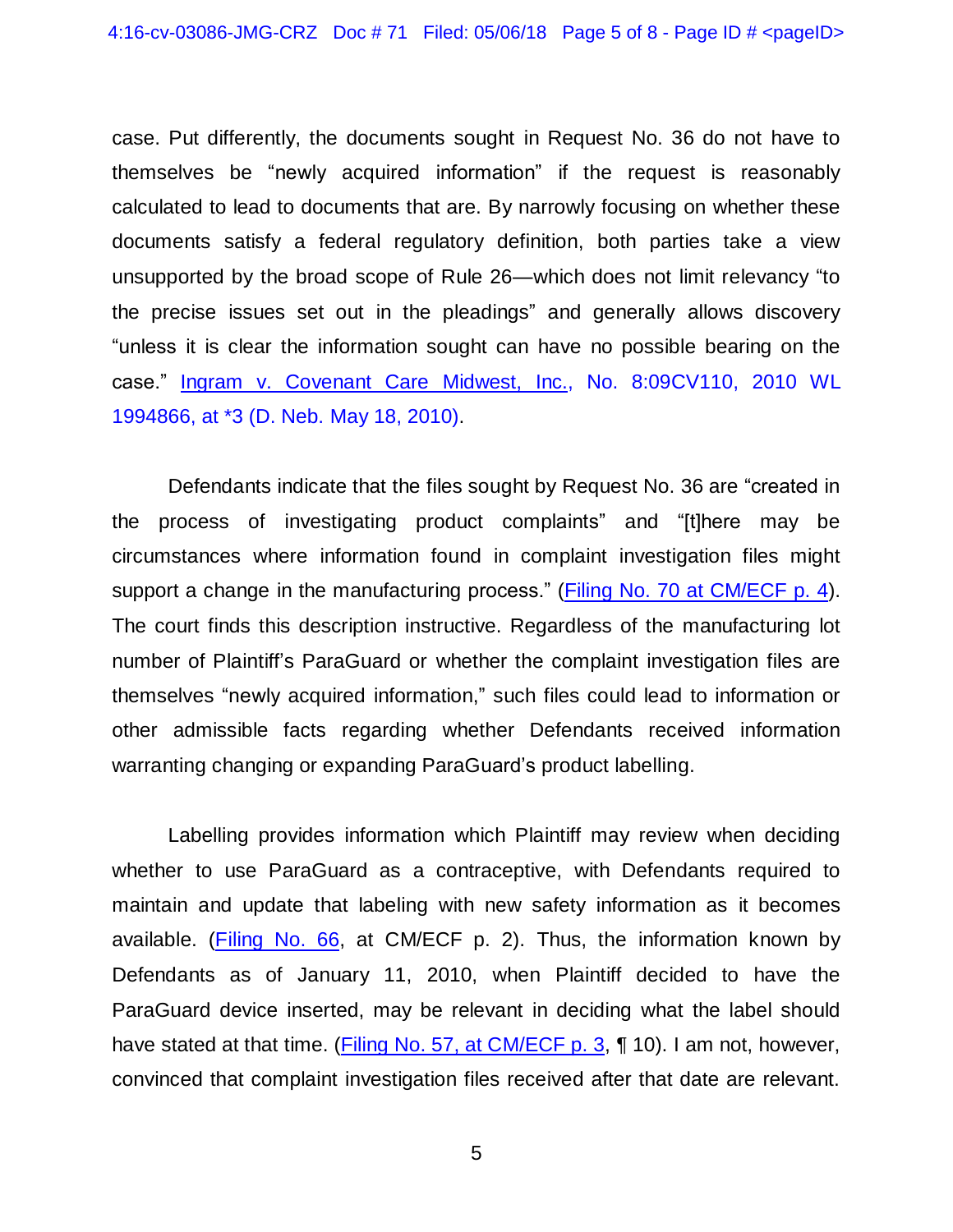case. Put differently, the documents sought in Request No. 36 do not have to themselves be "newly acquired information" if the request is reasonably calculated to lead to documents that are. By narrowly focusing on whether these documents satisfy a federal regulatory definition, both parties take a view unsupported by the broad scope of Rule 26—which does not limit relevancy "to the precise issues set out in the pleadings" and generally allows discovery "unless it is clear the information sought can have no possible bearing on the case." Ingram v. Covenant Care Midwest, Inc., No. 8:09CV110, 2010 WL 1994866, at *3 (D. Neb. May 18, 2010).

Defendants indicate that the files sought by Request No. 36 are "created in the process of investigating product complaints" and "[t]here may be circumstances where information found in complaint investigation files might support a change in the manufacturing process." (Filing No. 70 at CM/ECF p. 4). The court finds this description instructive. Regardless of the manufacturing lot number of Plaintiff's ParaGuard or whether the complaint investigation files are themselves "newly acquired information," such files could lead to information or other admissible facts regarding whether Defendants received information warranting changing or expanding ParaGuard's product labelling.

Labelling provides information which Plaintiff may review when deciding whether to use ParaGuard as a contraceptive, with Defendants required to maintain and update that labeling with new safety information as it becomes available. (Filing No. 66, at CM/ECF p. 2). Thus, the information known by Defendants as of January 11, 2010, when Plaintiff decided to have the ParaGuard device inserted, may be relevant in deciding what the label should have stated at that time. (Filing No. 57, at CM/ECF p. 3, ¶ 10). I am not, however, convinced that complaint investigation files received after that date are relevant.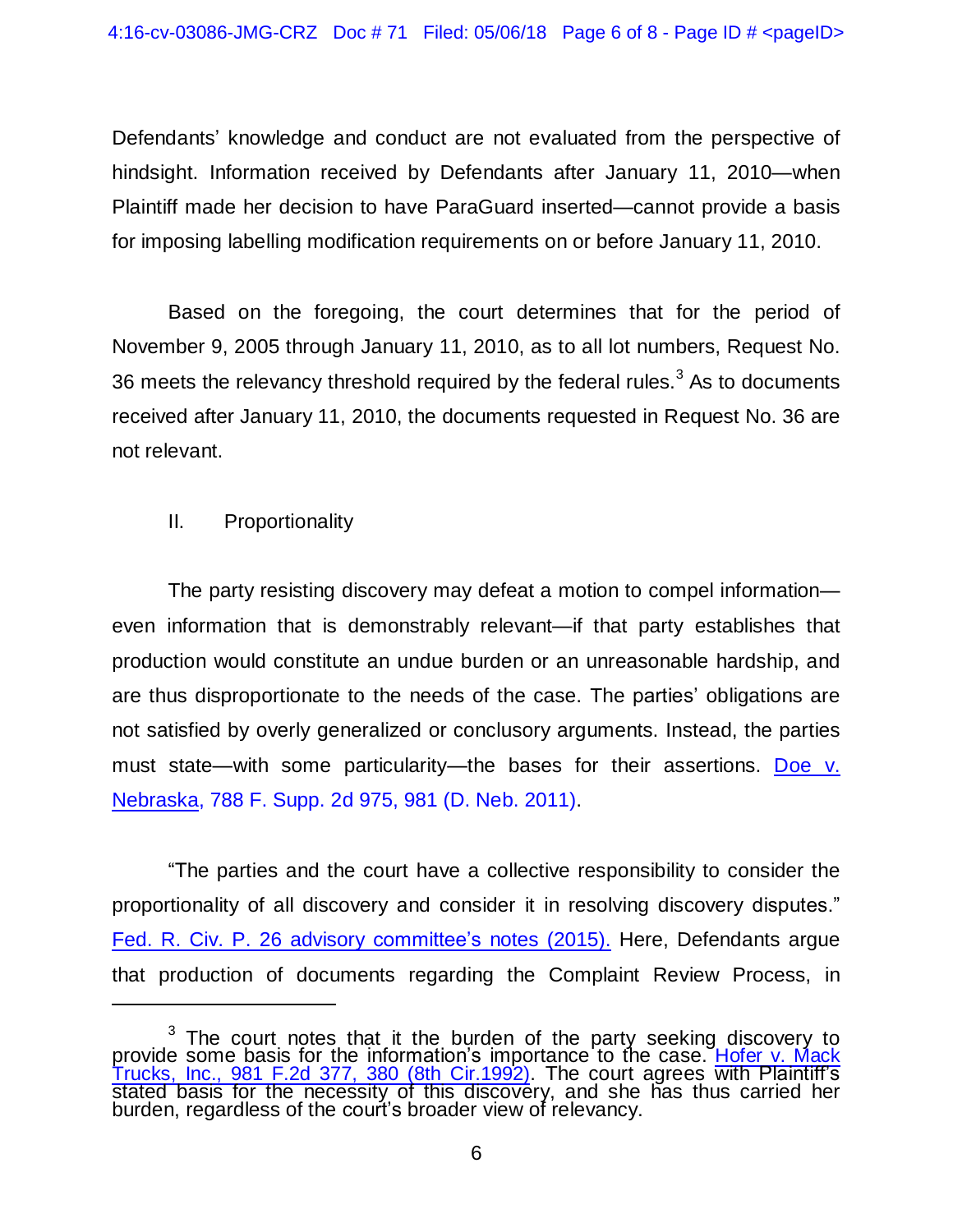Defendants' knowledge and conduct are not evaluated from the perspective of hindsight. Information received by Defendants after January 11, 2010—when Plaintiff made her decision to have ParaGuard inserted—cannot provide a basis for imposing labelling modification requirements on or before January 11, 2010.

Based on the foregoing, the court determines that for the period of November 9, 2005 through January 11, 2010, as to all lot numbers, Request No. 36 meets the relevancy threshold required by the federal rules.[3] As to documents received after January 11, 2010, the documents requested in Request No. 36 are not relevant.

II. Proportionality

The party resisting discovery may defeat a motion to compel information—even information that is demonstrably relevant—if that party establishes that production would constitute an undue burden or an unreasonable hardship, and are thus disproportionate to the needs of the case. The parties' obligations are not satisfied by overly generalized or conclusory arguments. Instead, the parties must state—with some particularity—the bases for their assertions. Doe v. Nebraska, 788 F. Supp. 2d 975, 981 (D. Neb. 2011).

"The parties and the court have a collective responsibility to consider the proportionality of all discovery and consider it in resolving discovery disputes." Fed. R. Civ. P. 26 advisory committee's notes (2015). Here, Defendants argue that production of documents regarding the Complaint Review Process, in

[3] The court notes that it the burden of the party seeking discovery to provide some basis for the information's importance to the case. Hofer v. Mack Trucks, Inc., 981 F.2d 377, 380 (8th Cir.1992). The court agrees with Plaintiff's stated basis for the necessity of this discovery, and she has thus carried her burden, regardless of the court's broader view of relevancy.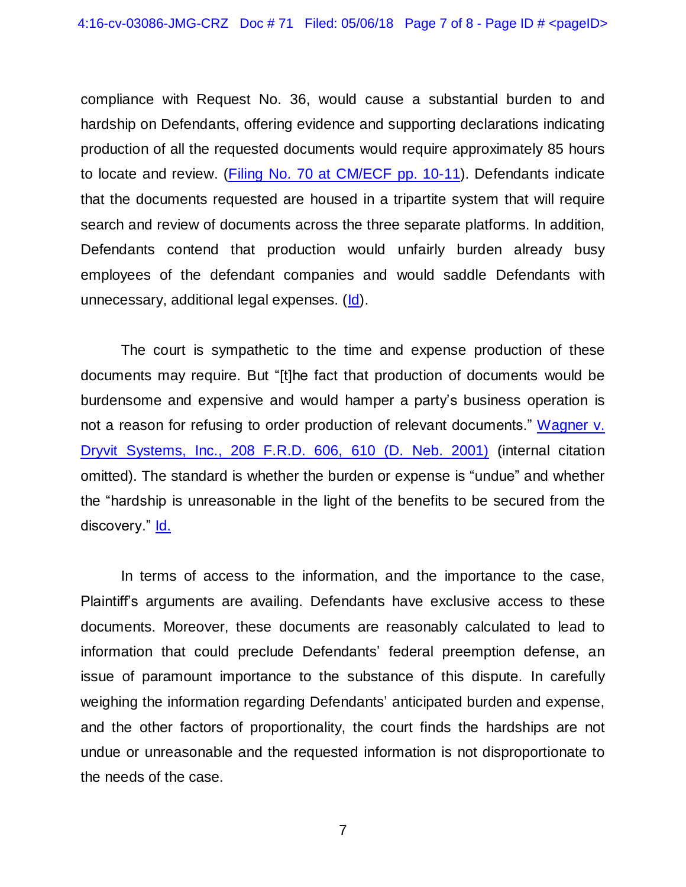compliance with Request No. 36, would cause a substantial burden to and hardship on Defendants, offering evidence and supporting declarations indicating production of all the requested documents would require approximately 85 hours to locate and review. (Filing No. 70 at CM/ECF pp. 10-11). Defendants indicate that the documents requested are housed in a tripartite system that will require search and review of documents across the three separate platforms. In addition, Defendants contend that production would unfairly burden already busy employees of the defendant companies and would saddle Defendants with unnecessary, additional legal expenses. (Id).

The court is sympathetic to the time and expense production of these documents may require. But "[t]he fact that production of documents would be burdensome and expensive and would hamper a party's business operation is not a reason for refusing to order production of relevant documents." Wagner v. Dryvit Systems, Inc., 208 F.R.D. 606, 610 (D. Neb. 2001) (internal citation omitted). The standard is whether the burden or expense is "undue" and whether the "hardship is unreasonable in the light of the benefits to be secured from the discovery." Id.

In terms of access to the information, and the importance to the case, Plaintiff's arguments are availing. Defendants have exclusive access to these documents. Moreover, these documents are reasonably calculated to lead to information that could preclude Defendants' federal preemption defense, an issue of paramount importance to the substance of this dispute. In carefully weighing the information regarding Defendants' anticipated burden and expense, and the other factors of proportionality, the court finds the hardships are not undue or unreasonable and the requested information is not disproportionate to the needs of the case.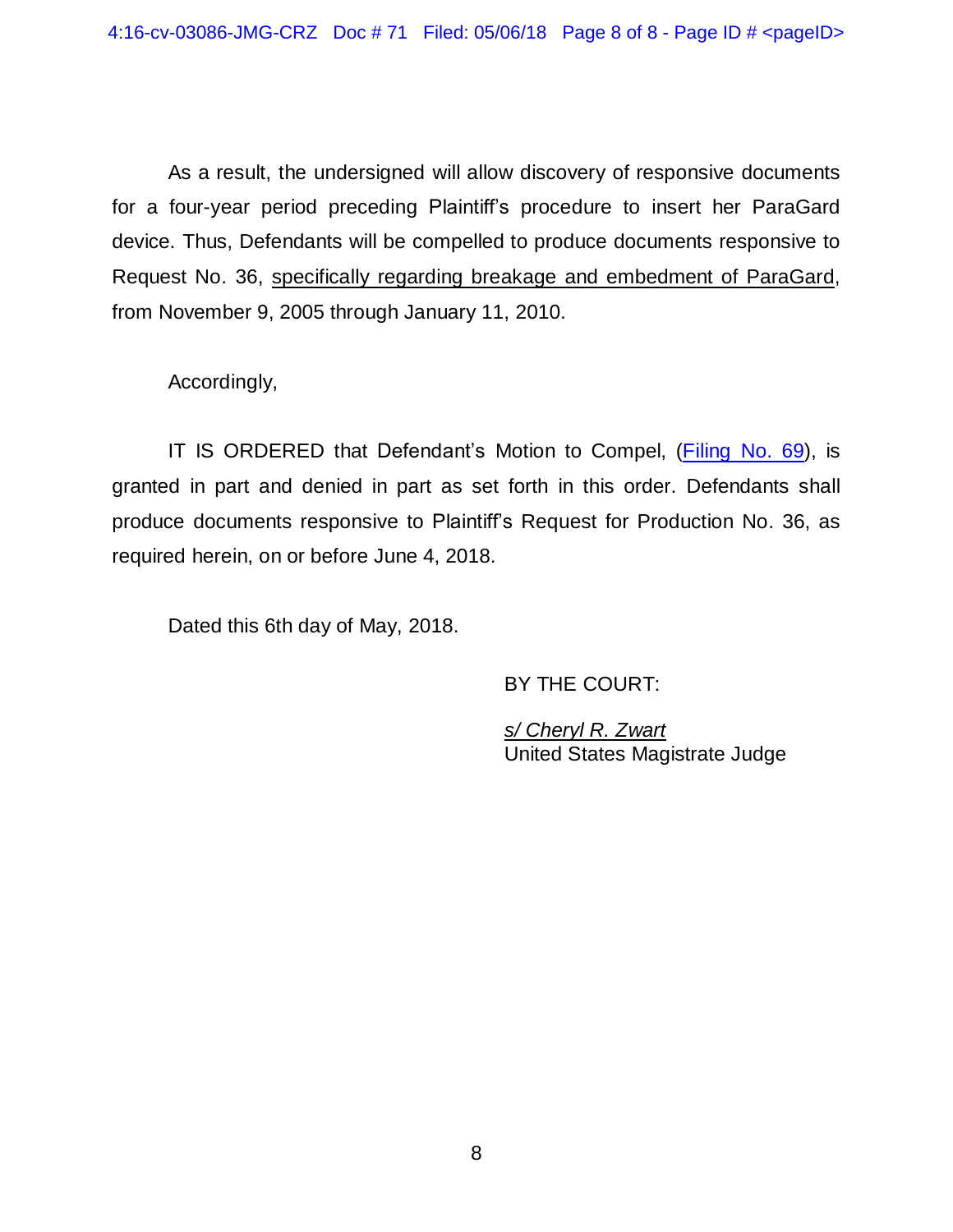As a result, the undersigned will allow discovery of responsive documents for a four-year period preceding Plaintiff's procedure to insert her ParaGard device. Thus, Defendants will be compelled to produce documents responsive to Request No. 36, specifically regarding breakage and embedment of ParaGard, from November 9, 2005 through January 11, 2010.

Accordingly,

IT IS ORDERED that Defendant's Motion to Compel, (Filing No. 69), is granted in part and denied in part as set forth in this order. Defendants shall produce documents responsive to Plaintiff's Request for Production No. 36, as required herein, on or before June 4, 2018.

Dated this 6th day of May, 2018.

BY THE COURT:

*s/ Cheryl R. Zwart*
United States Magistrate Judge